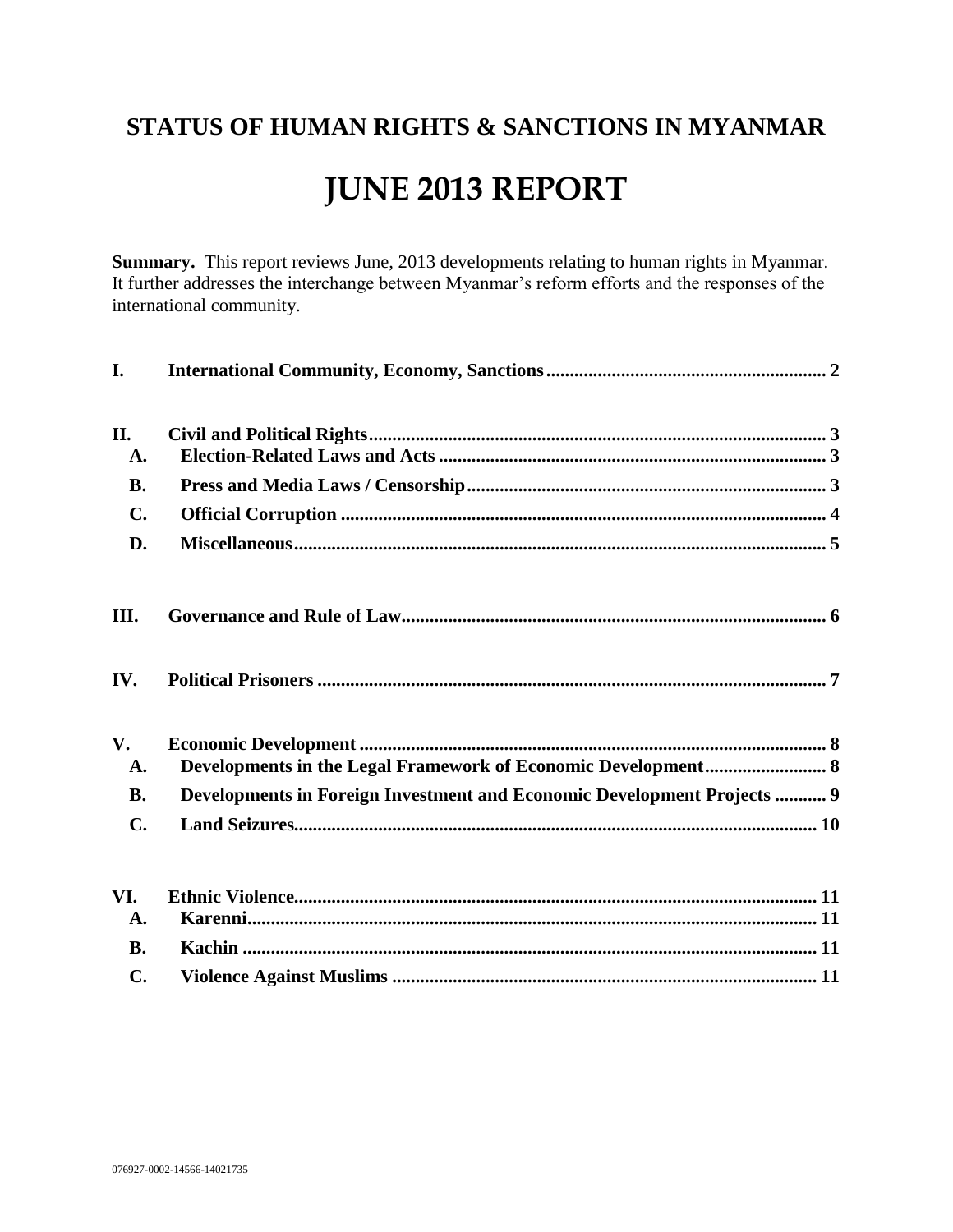# STATUS OF HUMAN RIGHTS & SANCTIONS IN MYANMAR

# JUNE 2013 REPORT

**Summary.** This report reviews June, 2013 developments relating to human rights in Myanmar. It further addresses the interchange between Myanmar's reform efforts and the responses of the international community.

**I. International Community, Economy, Sanctions** .......... 2

**II. Civil and Political Rights** .......... 3

- **A. Election-Related Laws and Acts** .......... 3
- **B. Press and Media Laws / Censorship** .......... 3
- **C. Official Corruption** .......... 4
- **D. Miscellaneous** .......... 5

**III. Governance and Rule of Law** .......... 6

**IV. Political Prisoners** .......... 7

**V. Economic Development** .......... 8

- **A. Developments in the Legal Framework of Economic Development** .......... 8
- **B. Developments in Foreign Investment and Economic Development Projects** .......... 9
- **C. Land Seizures** .......... 10

**VI. Ethnic Violence** .......... 11

- **A. Karenni** .......... 11
- **B. Kachin** .......... 11
- **C. Violence Against Muslims** .......... 11

076927-0002-14566-14021735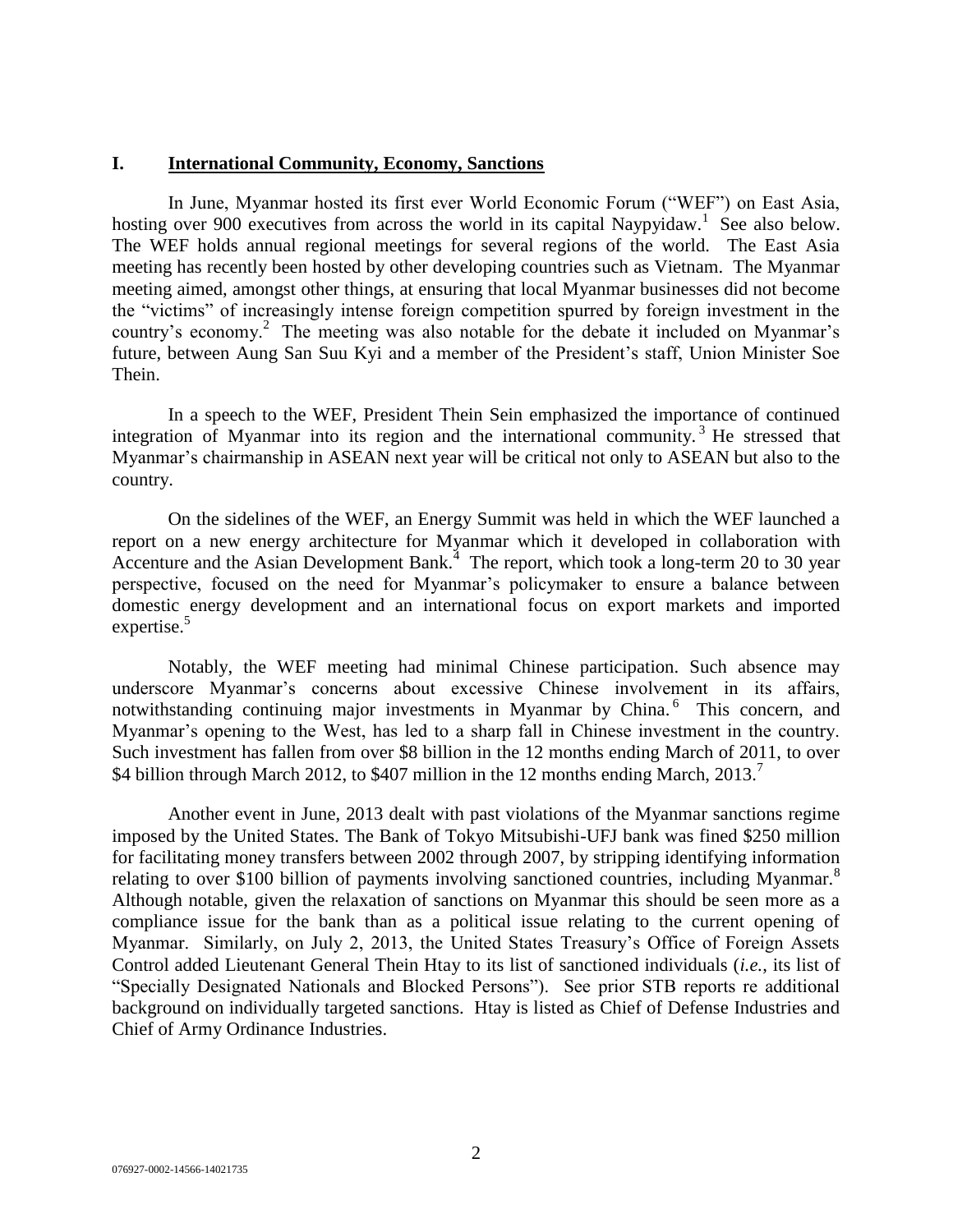## I. International Community, Economy, Sanctions

In June, Myanmar hosted its first ever World Economic Forum ("WEF") on East Asia, hosting over 900 executives from across the world in its capital Naypyidaw.[1] See also below. The WEF holds annual regional meetings for several regions of the world. The East Asia meeting has recently been hosted by other developing countries such as Vietnam. The Myanmar meeting aimed, amongst other things, at ensuring that local Myanmar businesses did not become the "victims" of increasingly intense foreign competition spurred by foreign investment in the country's economy.[2] The meeting was also notable for the debate it included on Myanmar's future, between Aung San Suu Kyi and a member of the President's staff, Union Minister Soe Thein.

In a speech to the WEF, President Thein Sein emphasized the importance of continued integration of Myanmar into its region and the international community.[3] He stressed that Myanmar's chairmanship in ASEAN next year will be critical not only to ASEAN but also to the country.

On the sidelines of the WEF, an Energy Summit was held in which the WEF launched a report on a new energy architecture for Myanmar which it developed in collaboration with Accenture and the Asian Development Bank.[4] The report, which took a long-term 20 to 30 year perspective, focused on the need for Myanmar's policymaker to ensure a balance between domestic energy development and an international focus on export markets and imported expertise.[5]

Notably, the WEF meeting had minimal Chinese participation. Such absence may underscore Myanmar's concerns about excessive Chinese involvement in its affairs, notwithstanding continuing major investments in Myanmar by China.[6] This concern, and Myanmar's opening to the West, has led to a sharp fall in Chinese investment in the country. Such investment has fallen from over \$8 billion in the 12 months ending March of 2011, to over \$4 billion through March 2012, to \$407 million in the 12 months ending March, 2013.[7]

Another event in June, 2013 dealt with past violations of the Myanmar sanctions regime imposed by the United States. The Bank of Tokyo Mitsubishi-UFJ bank was fined \$250 million for facilitating money transfers between 2002 through 2007, by stripping identifying information relating to over \$100 billion of payments involving sanctioned countries, including Myanmar.[8] Although notable, given the relaxation of sanctions on Myanmar this should be seen more as a compliance issue for the bank than as a political issue relating to the current opening of Myanmar. Similarly, on July 2, 2013, the United States Treasury's Office of Foreign Assets Control added Lieutenant General Thein Htay to its list of sanctioned individuals (*i.e.*, its list of "Specially Designated Nationals and Blocked Persons"). See prior STB reports re additional background on individually targeted sanctions. Htay is listed as Chief of Defense Industries and Chief of Army Ordinance Industries.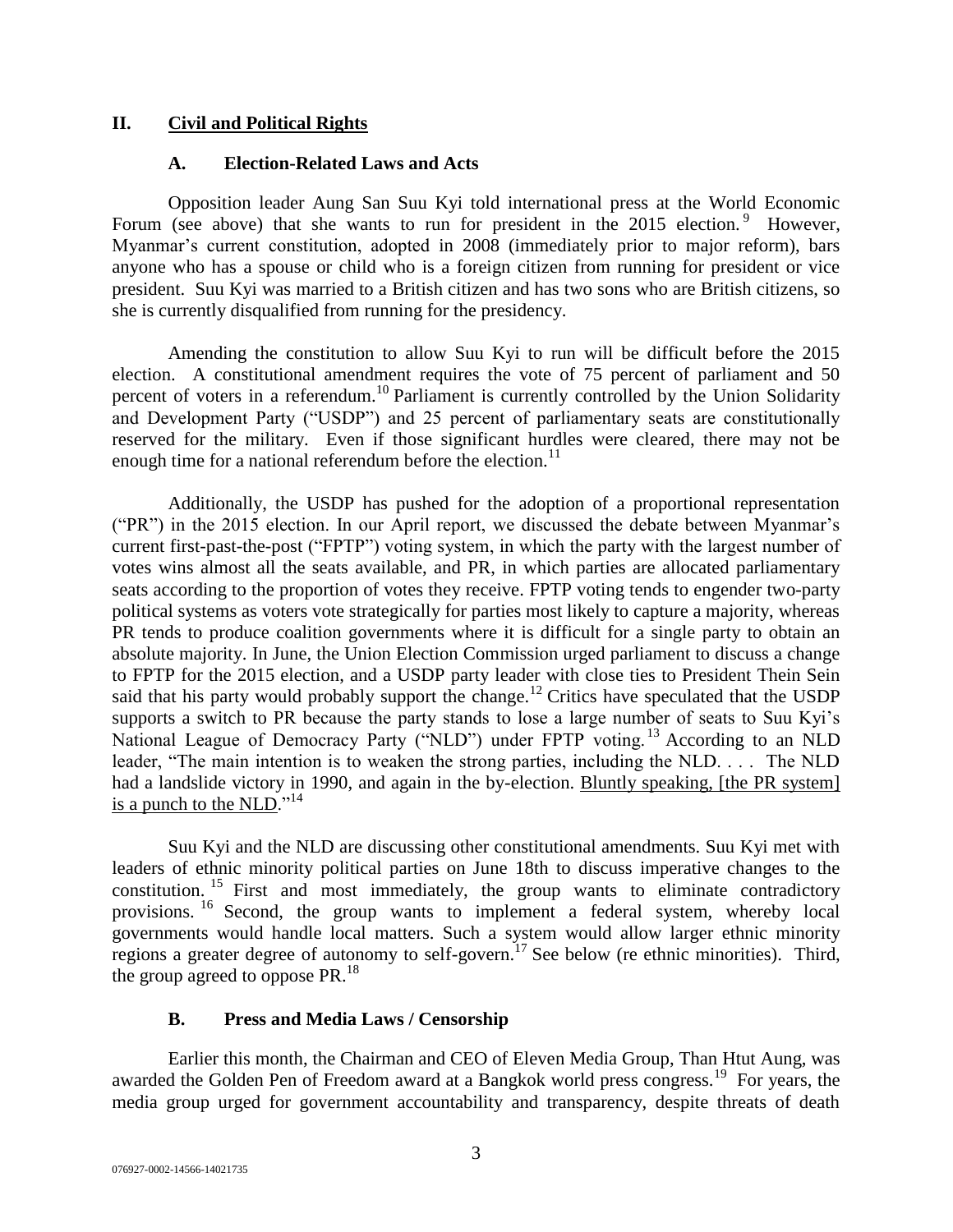## II. Civil and Political Rights

### A. Election-Related Laws and Acts

Opposition leader Aung San Suu Kyi told international press at the World Economic Forum (see above) that she wants to run for president in the 2015 election.[9] However, Myanmar's current constitution, adopted in 2008 (immediately prior to major reform), bars anyone who has a spouse or child who is a foreign citizen from running for president or vice president. Suu Kyi was married to a British citizen and has two sons who are British citizens, so she is currently disqualified from running for the presidency.

Amending the constitution to allow Suu Kyi to run will be difficult before the 2015 election. A constitutional amendment requires the vote of 75 percent of parliament and 50 percent of voters in a referendum.[10] Parliament is currently controlled by the Union Solidarity and Development Party ("USDP") and 25 percent of parliamentary seats are constitutionally reserved for the military. Even if those significant hurdles were cleared, there may not be enough time for a national referendum before the election.[11]

Additionally, the USDP has pushed for the adoption of a proportional representation ("PR") in the 2015 election. In our April report, we discussed the debate between Myanmar's current first-past-the-post ("FPTP") voting system, in which the party with the largest number of votes wins almost all the seats available, and PR, in which parties are allocated parliamentary seats according to the proportion of votes they receive. FPTP voting tends to engender two-party political systems as voters vote strategically for parties most likely to capture a majority, whereas PR tends to produce coalition governments where it is difficult for a single party to obtain an absolute majority. In June, the Union Election Commission urged parliament to discuss a change to FPTP for the 2015 election, and a USDP party leader with close ties to President Thein Sein said that his party would probably support the change.[12] Critics have speculated that the USDP supports a switch to PR because the party stands to lose a large number of seats to Suu Kyi's National League of Democracy Party ("NLD") under FPTP voting.[13] According to an NLD leader, "The main intention is to weaken the strong parties, including the NLD. . . . The NLD had a landslide victory in 1990, and again in the by-election. <u>Bluntly speaking, [the PR system] is a punch to the NLD</u>."[14]

Suu Kyi and the NLD are discussing other constitutional amendments. Suu Kyi met with leaders of ethnic minority political parties on June 18th to discuss imperative changes to the constitution.[15] First and most immediately, the group wants to eliminate contradictory provisions.[16] Second, the group wants to implement a federal system, whereby local governments would handle local matters. Such a system would allow larger ethnic minority regions a greater degree of autonomy to self-govern.[17] See below (re ethnic minorities). Third, the group agreed to oppose PR.[18]

### B. Press and Media Laws / Censorship

Earlier this month, the Chairman and CEO of Eleven Media Group, Than Htut Aung, was awarded the Golden Pen of Freedom award at a Bangkok world press congress.[19] For years, the media group urged for government accountability and transparency, despite threats of death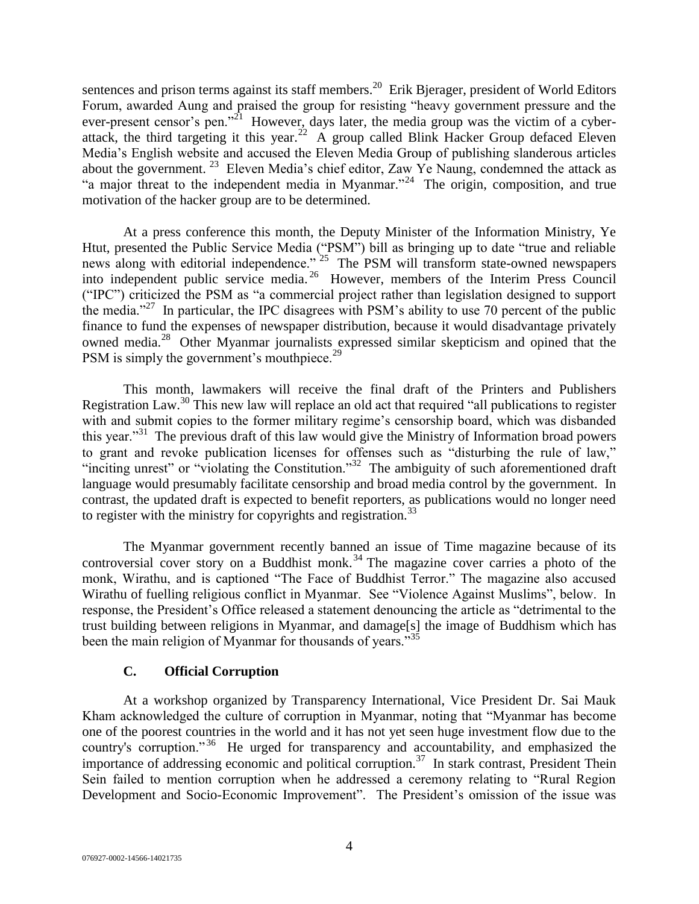sentences and prison terms against its staff members.[20] Erik Bjerager, president of World Editors Forum, awarded Aung and praised the group for resisting "heavy government pressure and the ever-present censor's pen."[21] However, days later, the media group was the victim of a cyber-attack, the third targeting it this year.[22] A group called Blink Hacker Group defaced Eleven Media's English website and accused the Eleven Media Group of publishing slanderous articles about the government.[23] Eleven Media's chief editor, Zaw Ye Naung, condemned the attack as "a major threat to the independent media in Myanmar."[24] The origin, composition, and true motivation of the hacker group are to be determined.

At a press conference this month, the Deputy Minister of the Information Ministry, Ye Htut, presented the Public Service Media ("PSM") bill as bringing up to date "true and reliable news along with editorial independence."[25] The PSM will transform state-owned newspapers into independent public service media.[26] However, members of the Interim Press Council ("IPC") criticized the PSM as "a commercial project rather than legislation designed to support the media."[27] In particular, the IPC disagrees with PSM's ability to use 70 percent of the public finance to fund the expenses of newspaper distribution, because it would disadvantage privately owned media.[28] Other Myanmar journalists expressed similar skepticism and opined that the PSM is simply the government's mouthpiece.[29]

This month, lawmakers will receive the final draft of the Printers and Publishers Registration Law.[30] This new law will replace an old act that required "all publications to register with and submit copies to the former military regime's censorship board, which was disbanded this year."[31] The previous draft of this law would give the Ministry of Information broad powers to grant and revoke publication licenses for offenses such as "disturbing the rule of law," "inciting unrest" or "violating the Constitution."[32] The ambiguity of such aforementioned draft language would presumably facilitate censorship and broad media control by the government. In contrast, the updated draft is expected to benefit reporters, as publications would no longer need to register with the ministry for copyrights and registration.[33]

The Myanmar government recently banned an issue of Time magazine because of its controversial cover story on a Buddhist monk.[34] The magazine cover carries a photo of the monk, Wirathu, and is captioned "The Face of Buddhist Terror." The magazine also accused Wirathu of fuelling religious conflict in Myanmar. See "Violence Against Muslims", below. In response, the President's Office released a statement denouncing the article as "detrimental to the trust building between religions in Myanmar, and damage[s] the image of Buddhism which has been the main religion of Myanmar for thousands of years."[35]

### C. Official Corruption

At a workshop organized by Transparency International, Vice President Dr. Sai Mauk Kham acknowledged the culture of corruption in Myanmar, noting that "Myanmar has become one of the poorest countries in the world and it has not yet seen huge investment flow due to the country's corruption."[36] He urged for transparency and accountability, and emphasized the importance of addressing economic and political corruption.[37] In stark contrast, President Thein Sein failed to mention corruption when he addressed a ceremony relating to "Rural Region Development and Socio-Economic Improvement". The President's omission of the issue was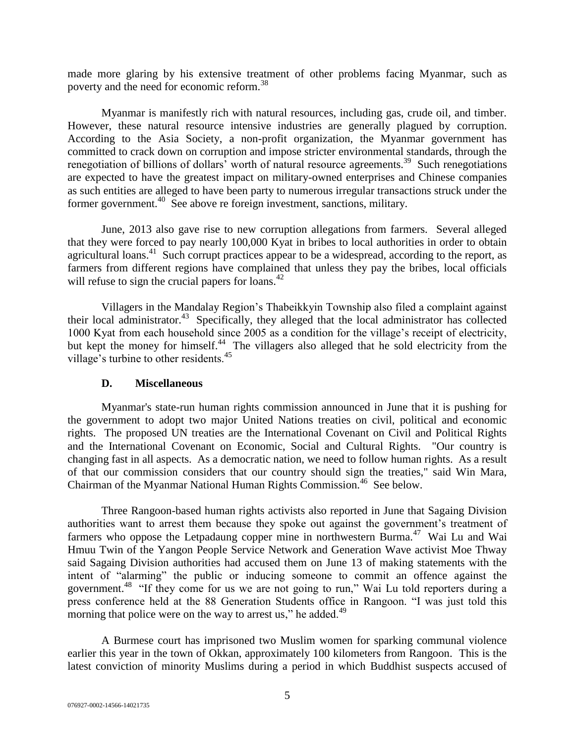made more glaring by his extensive treatment of other problems facing Myanmar, such as poverty and the need for economic reform.[38]

Myanmar is manifestly rich with natural resources, including gas, crude oil, and timber. However, these natural resource intensive industries are generally plagued by corruption. According to the Asia Society, a non-profit organization, the Myanmar government has committed to crack down on corruption and impose stricter environmental standards, through the renegotiation of billions of dollars' worth of natural resource agreements.[39] Such renegotiations are expected to have the greatest impact on military-owned enterprises and Chinese companies as such entities are alleged to have been party to numerous irregular transactions struck under the former government.[40] See above re foreign investment, sanctions, military.

June, 2013 also gave rise to new corruption allegations from farmers. Several alleged that they were forced to pay nearly 100,000 Kyat in bribes to local authorities in order to obtain agricultural loans.[41] Such corrupt practices appear to be a widespread, according to the report, as farmers from different regions have complained that unless they pay the bribes, local officials will refuse to sign the crucial papers for loans.[42]

Villagers in the Mandalay Region's Thabeikkyin Township also filed a complaint against their local administrator.[43] Specifically, they alleged that the local administrator has collected 1000 Kyat from each household since 2005 as a condition for the village's receipt of electricity, but kept the money for himself.[44] The villagers also alleged that he sold electricity from the village's turbine to other residents.[45]

### D. Miscellaneous

Myanmar's state-run human rights commission announced in June that it is pushing for the government to adopt two major United Nations treaties on civil, political and economic rights. The proposed UN treaties are the International Covenant on Civil and Political Rights and the International Covenant on Economic, Social and Cultural Rights. "Our country is changing fast in all aspects. As a democratic nation, we need to follow human rights. As a result of that our commission considers that our country should sign the treaties," said Win Mara, Chairman of the Myanmar National Human Rights Commission.[46] See below.

Three Rangoon-based human rights activists also reported in June that Sagaing Division authorities want to arrest them because they spoke out against the government's treatment of farmers who oppose the Letpadaung copper mine in northwestern Burma.[47] Wai Lu and Wai Hmuu Twin of the Yangon People Service Network and Generation Wave activist Moe Thway said Sagaing Division authorities had accused them on June 13 of making statements with the intent of "alarming" the public or inducing someone to commit an offence against the government.[48] "If they come for us we are not going to run," Wai Lu told reporters during a press conference held at the 88 Generation Students office in Rangoon. "I was just told this morning that police were on the way to arrest us," he added.[49]

A Burmese court has imprisoned two Muslim women for sparking communal violence earlier this year in the town of Okkan, approximately 100 kilometers from Rangoon. This is the latest conviction of minority Muslims during a period in which Buddhist suspects accused of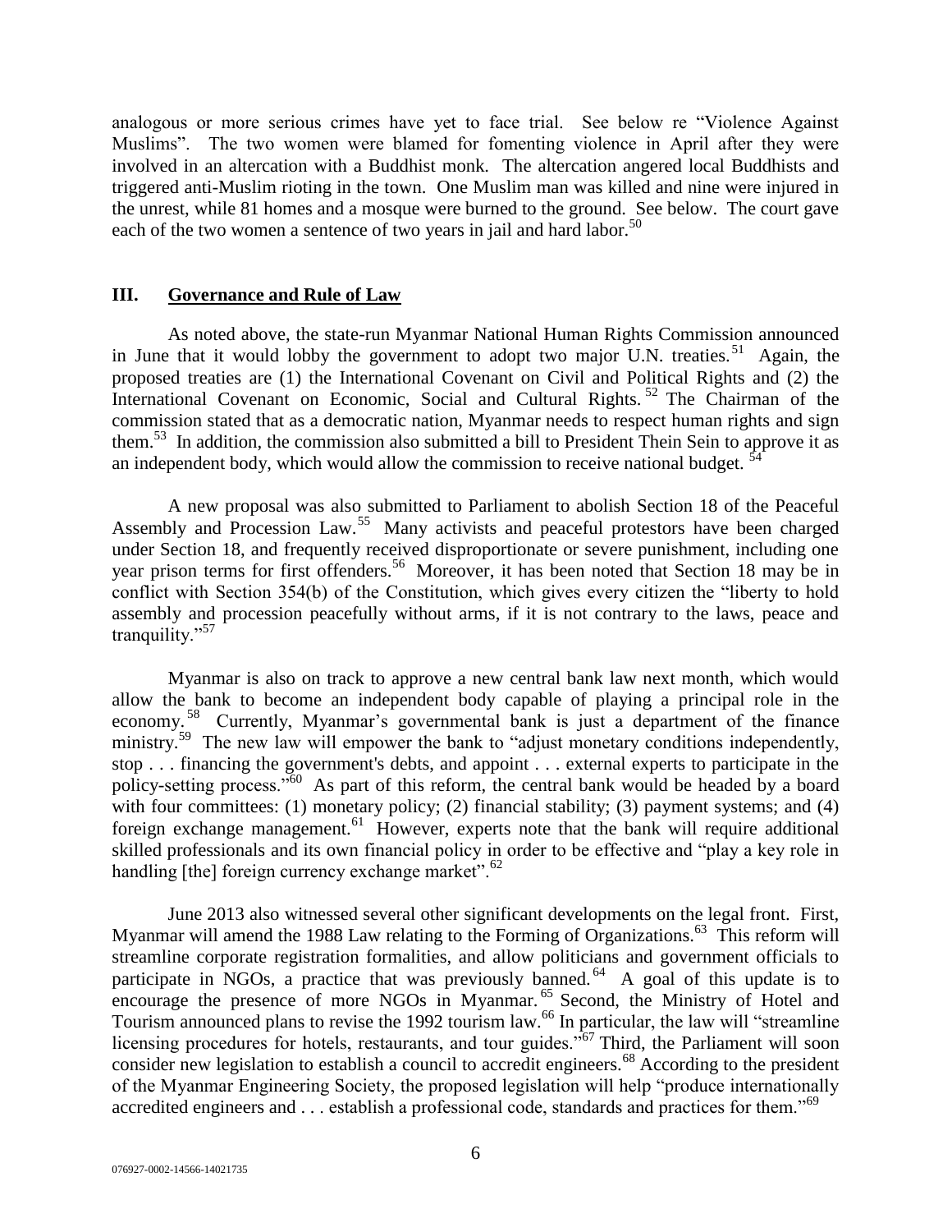analogous or more serious crimes have yet to face trial. See below re "Violence Against Muslims". The two women were blamed for fomenting violence in April after they were involved in an altercation with a Buddhist monk. The altercation angered local Buddhists and triggered anti-Muslim rioting in the town. One Muslim man was killed and nine were injured in the unrest, while 81 homes and a mosque were burned to the ground. See below. The court gave each of the two women a sentence of two years in jail and hard labor.[50]

## III. Governance and Rule of Law

As noted above, the state-run Myanmar National Human Rights Commission announced in June that it would lobby the government to adopt two major U.N. treaties.[51] Again, the proposed treaties are (1) the International Covenant on Civil and Political Rights and (2) the International Covenant on Economic, Social and Cultural Rights.[52] The Chairman of the commission stated that as a democratic nation, Myanmar needs to respect human rights and sign them.[53] In addition, the commission also submitted a bill to President Thein Sein to approve it as an independent body, which would allow the commission to receive national budget.[54]

A new proposal was also submitted to Parliament to abolish Section 18 of the Peaceful Assembly and Procession Law.[55] Many activists and peaceful protestors have been charged under Section 18, and frequently received disproportionate or severe punishment, including one year prison terms for first offenders.[56] Moreover, it has been noted that Section 18 may be in conflict with Section 354(b) of the Constitution, which gives every citizen the "liberty to hold assembly and procession peacefully without arms, if it is not contrary to the laws, peace and tranquility."[57]

Myanmar is also on track to approve a new central bank law next month, which would allow the bank to become an independent body capable of playing a principal role in the economy.[58] Currently, Myanmar's governmental bank is just a department of the finance ministry.[59] The new law will empower the bank to "adjust monetary conditions independently, stop . . . financing the government's debts, and appoint . . . external experts to participate in the policy-setting process."[60] As part of this reform, the central bank would be headed by a board with four committees: (1) monetary policy; (2) financial stability; (3) payment systems; and (4) foreign exchange management.[61] However, experts note that the bank will require additional skilled professionals and its own financial policy in order to be effective and "play a key role in handling [the] foreign currency exchange market".[62]

June 2013 also witnessed several other significant developments on the legal front. First, Myanmar will amend the 1988 Law relating to the Forming of Organizations.[63] This reform will streamline corporate registration formalities, and allow politicians and government officials to participate in NGOs, a practice that was previously banned.[64] A goal of this update is to encourage the presence of more NGOs in Myanmar.[65] Second, the Ministry of Hotel and Tourism announced plans to revise the 1992 tourism law.[66] In particular, the law will "streamline licensing procedures for hotels, restaurants, and tour guides."[67] Third, the Parliament will soon consider new legislation to establish a council to accredit engineers.[68] According to the president of the Myanmar Engineering Society, the proposed legislation will help "produce internationally accredited engineers and . . . establish a professional code, standards and practices for them."[69]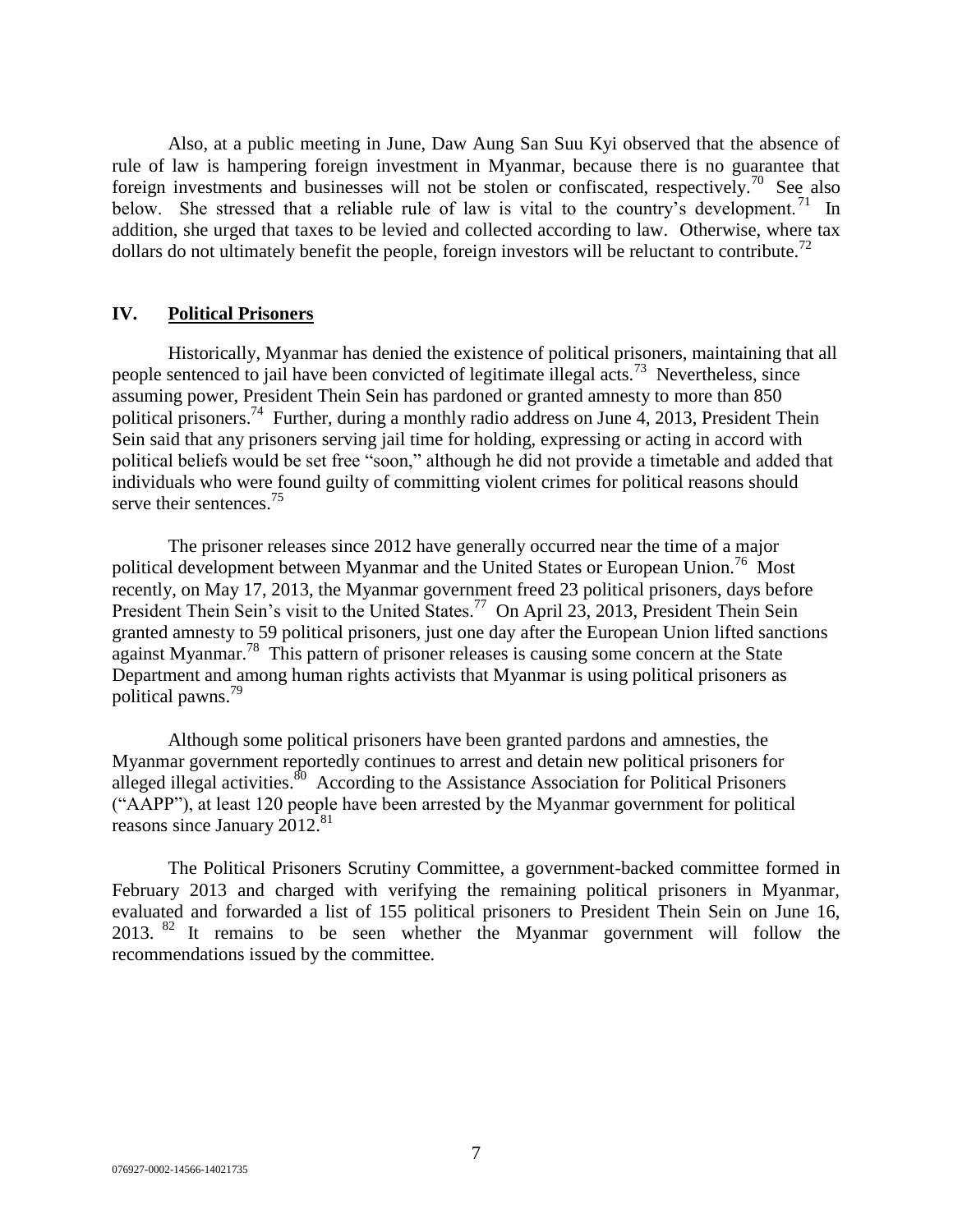Also, at a public meeting in June, Daw Aung San Suu Kyi observed that the absence of rule of law is hampering foreign investment in Myanmar, because there is no guarantee that foreign investments and businesses will not be stolen or confiscated, respectively.[70] See also below. She stressed that a reliable rule of law is vital to the country's development.[71] In addition, she urged that taxes to be levied and collected according to law. Otherwise, where tax dollars do not ultimately benefit the people, foreign investors will be reluctant to contribute.[72]

## IV. **Political Prisoners**

Historically, Myanmar has denied the existence of political prisoners, maintaining that all people sentenced to jail have been convicted of legitimate illegal acts.[73] Nevertheless, since assuming power, President Thein Sein has pardoned or granted amnesty to more than 850 political prisoners.[74] Further, during a monthly radio address on June 4, 2013, President Thein Sein said that any prisoners serving jail time for holding, expressing or acting in accord with political beliefs would be set free "soon," although he did not provide a timetable and added that individuals who were found guilty of committing violent crimes for political reasons should serve their sentences.[75]

The prisoner releases since 2012 have generally occurred near the time of a major political development between Myanmar and the United States or European Union.[76] Most recently, on May 17, 2013, the Myanmar government freed 23 political prisoners, days before President Thein Sein's visit to the United States.[77] On April 23, 2013, President Thein Sein granted amnesty to 59 political prisoners, just one day after the European Union lifted sanctions against Myanmar.[78] This pattern of prisoner releases is causing some concern at the State Department and among human rights activists that Myanmar is using political prisoners as political pawns.[79]

Although some political prisoners have been granted pardons and amnesties, the Myanmar government reportedly continues to arrest and detain new political prisoners for alleged illegal activities.[80] According to the Assistance Association for Political Prisoners ("AAPP"), at least 120 people have been arrested by the Myanmar government for political reasons since January 2012.[81]

The Political Prisoners Scrutiny Committee, a government-backed committee formed in February 2013 and charged with verifying the remaining political prisoners in Myanmar, evaluated and forwarded a list of 155 political prisoners to President Thein Sein on June 16, 2013.[82] It remains to be seen whether the Myanmar government will follow the recommendations issued by the committee.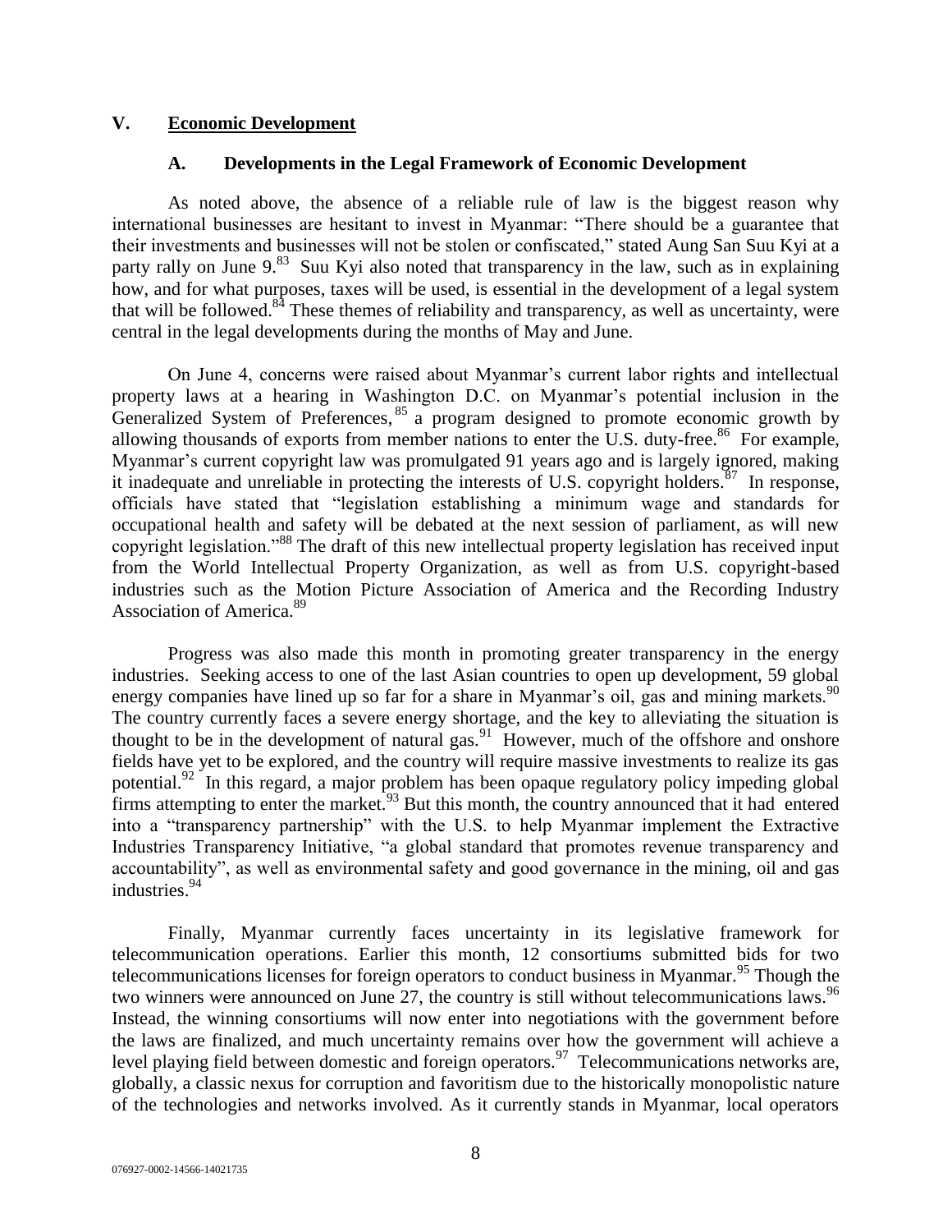## V. Economic Development

### A. Developments in the Legal Framework of Economic Development

As noted above, the absence of a reliable rule of law is the biggest reason why international businesses are hesitant to invest in Myanmar: "There should be a guarantee that their investments and businesses will not be stolen or confiscated," stated Aung San Suu Kyi at a party rally on June 9.[83] Suu Kyi also noted that transparency in the law, such as in explaining how, and for what purposes, taxes will be used, is essential in the development of a legal system that will be followed.[84] These themes of reliability and transparency, as well as uncertainty, were central in the legal developments during the months of May and June.

On June 4, concerns were raised about Myanmar's current labor rights and intellectual property laws at a hearing in Washington D.C. on Myanmar's potential inclusion in the Generalized System of Preferences,[85] a program designed to promote economic growth by allowing thousands of exports from member nations to enter the U.S. duty-free.[86] For example, Myanmar's current copyright law was promulgated 91 years ago and is largely ignored, making it inadequate and unreliable in protecting the interests of U.S. copyright holders.[87] In response, officials have stated that "legislation establishing a minimum wage and standards for occupational health and safety will be debated at the next session of parliament, as will new copyright legislation."[88] The draft of this new intellectual property legislation has received input from the World Intellectual Property Organization, as well as from U.S. copyright-based industries such as the Motion Picture Association of America and the Recording Industry Association of America.[89]

Progress was also made this month in promoting greater transparency in the energy industries. Seeking access to one of the last Asian countries to open up development, 59 global energy companies have lined up so far for a share in Myanmar's oil, gas and mining markets.[90] The country currently faces a severe energy shortage, and the key to alleviating the situation is thought to be in the development of natural gas.[91] However, much of the offshore and onshore fields have yet to be explored, and the country will require massive investments to realize its gas potential.[92] In this regard, a major problem has been opaque regulatory policy impeding global firms attempting to enter the market.[93] But this month, the country announced that it had entered into a "transparency partnership" with the U.S. to help Myanmar implement the Extractive Industries Transparency Initiative, "a global standard that promotes revenue transparency and accountability", as well as environmental safety and good governance in the mining, oil and gas industries.[94]

Finally, Myanmar currently faces uncertainty in its legislative framework for telecommunication operations. Earlier this month, 12 consortiums submitted bids for two telecommunications licenses for foreign operators to conduct business in Myanmar.[95] Though the two winners were announced on June 27, the country is still without telecommunications laws.[96] Instead, the winning consortiums will now enter into negotiations with the government before the laws are finalized, and much uncertainty remains over how the government will achieve a level playing field between domestic and foreign operators.[97] Telecommunications networks are, globally, a classic nexus for corruption and favoritism due to the historically monopolistic nature of the technologies and networks involved. As it currently stands in Myanmar, local operators

076927-0002-14566-14021735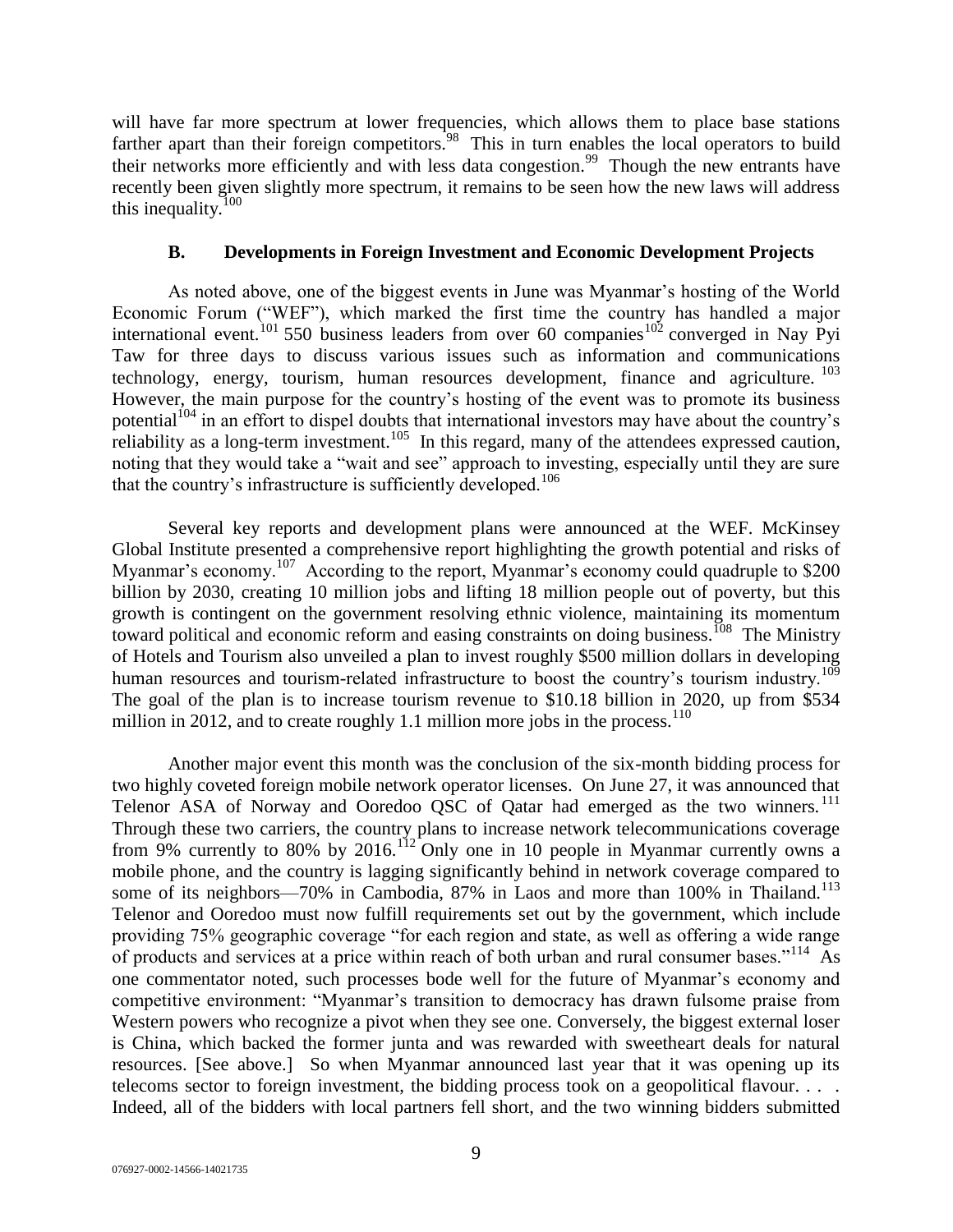will have far more spectrum at lower frequencies, which allows them to place base stations farther apart than their foreign competitors.[98] This in turn enables the local operators to build their networks more efficiently and with less data congestion.[99] Though the new entrants have recently been given slightly more spectrum, it remains to be seen how the new laws will address this inequality.[100]

### B. Developments in Foreign Investment and Economic Development Projects

As noted above, one of the biggest events in June was Myanmar's hosting of the World Economic Forum ("WEF"), which marked the first time the country has handled a major international event.[101] 550 business leaders from over 60 companies[102] converged in Nay Pyi Taw for three days to discuss various issues such as information and communications technology, energy, tourism, human resources development, finance and agriculture.[103] However, the main purpose for the country's hosting of the event was to promote its business potential[104] in an effort to dispel doubts that international investors may have about the country's reliability as a long-term investment.[105] In this regard, many of the attendees expressed caution, noting that they would take a "wait and see" approach to investing, especially until they are sure that the country's infrastructure is sufficiently developed.[106]

Several key reports and development plans were announced at the WEF. McKinsey Global Institute presented a comprehensive report highlighting the growth potential and risks of Myanmar's economy.[107] According to the report, Myanmar's economy could quadruple to $200 billion by 2030, creating 10 million jobs and lifting 18 million people out of poverty, but this growth is contingent on the government resolving ethnic violence, maintaining its momentum toward political and economic reform and easing constraints on doing business.[108] The Ministry of Hotels and Tourism also unveiled a plan to invest roughly $500 million dollars in developing human resources and tourism-related infrastructure to boost the country's tourism industry.[109] The goal of the plan is to increase tourism revenue to $10.18 billion in 2020, up from $534 million in 2012, and to create roughly 1.1 million more jobs in the process.[110]

Another major event this month was the conclusion of the six-month bidding process for two highly coveted foreign mobile network operator licenses. On June 27, it was announced that Telenor ASA of Norway and Ooredoo QSC of Qatar had emerged as the two winners.[111] Through these two carriers, the country plans to increase network telecommunications coverage from 9% currently to 80% by 2016.[112] Only one in 10 people in Myanmar currently owns a mobile phone, and the country is lagging significantly behind in network coverage compared to some of its neighbors—70% in Cambodia, 87% in Laos and more than 100% in Thailand.[113] Telenor and Ooredoo must now fulfill requirements set out by the government, which include providing 75% geographic coverage "for each region and state, as well as offering a wide range of products and services at a price within reach of both urban and rural consumer bases."[114] As one commentator noted, such processes bode well for the future of Myanmar's economy and competitive environment: "Myanmar's transition to democracy has drawn fulsome praise from Western powers who recognize a pivot when they see one. Conversely, the biggest external loser is China, which backed the former junta and was rewarded with sweetheart deals for natural resources. [See above.] So when Myanmar announced last year that it was opening up its telecoms sector to foreign investment, the bidding process took on a geopolitical flavour. . . . Indeed, all of the bidders with local partners fell short, and the two winning bidders submitted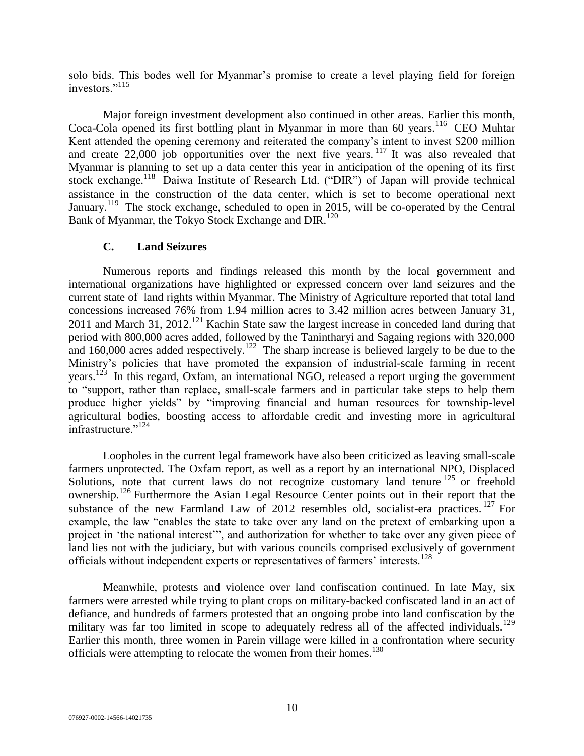solo bids. This bodes well for Myanmar's promise to create a level playing field for foreign investors."[115]

Major foreign investment development also continued in other areas. Earlier this month, Coca-Cola opened its first bottling plant in Myanmar in more than 60 years.[116] CEO Muhtar Kent attended the opening ceremony and reiterated the company's intent to invest $200 million and create 22,000 job opportunities over the next five years.[117] It was also revealed that Myanmar is planning to set up a data center this year in anticipation of the opening of its first stock exchange.[118] Daiwa Institute of Research Ltd. ("DIR") of Japan will provide technical assistance in the construction of the data center, which is set to become operational next January.[119] The stock exchange, scheduled to open in 2015, will be co-operated by the Central Bank of Myanmar, the Tokyo Stock Exchange and DIR.[120]

### C. Land Seizures

Numerous reports and findings released this month by the local government and international organizations have highlighted or expressed concern over land seizures and the current state of land rights within Myanmar. The Ministry of Agriculture reported that total land concessions increased 76% from 1.94 million acres to 3.42 million acres between January 31, 2011 and March 31, 2012.[121] Kachin State saw the largest increase in conceded land during that period with 800,000 acres added, followed by the Tanintharyi and Sagaing regions with 320,000 and 160,000 acres added respectively.[122] The sharp increase is believed largely to be due to the Ministry's policies that have promoted the expansion of industrial-scale farming in recent years.[123] In this regard, Oxfam, an international NGO, released a report urging the government to "support, rather than replace, small-scale farmers and in particular take steps to help them produce higher yields" by "improving financial and human resources for township-level agricultural bodies, boosting access to affordable credit and investing more in agricultural infrastructure."[124]

Loopholes in the current legal framework have also been criticized as leaving small-scale farmers unprotected. The Oxfam report, as well as a report by an international NPO, Displaced Solutions, note that current laws do not recognize customary land tenure[125] or freehold ownership.[126] Furthermore the Asian Legal Resource Center points out in their report that the substance of the new Farmland Law of 2012 resembles old, socialist-era practices.[127] For example, the law "enables the state to take over any land on the pretext of embarking upon a project in 'the national interest'", and authorization for whether to take over any given piece of land lies not with the judiciary, but with various councils comprised exclusively of government officials without independent experts or representatives of farmers' interests.[128]

Meanwhile, protests and violence over land confiscation continued. In late May, six farmers were arrested while trying to plant crops on military-backed confiscated land in an act of defiance, and hundreds of farmers protested that an ongoing probe into land confiscation by the military was far too limited in scope to adequately redress all of the affected individuals.[129] Earlier this month, three women in Parein village were killed in a confrontation where security officials were attempting to relocate the women from their homes.[130]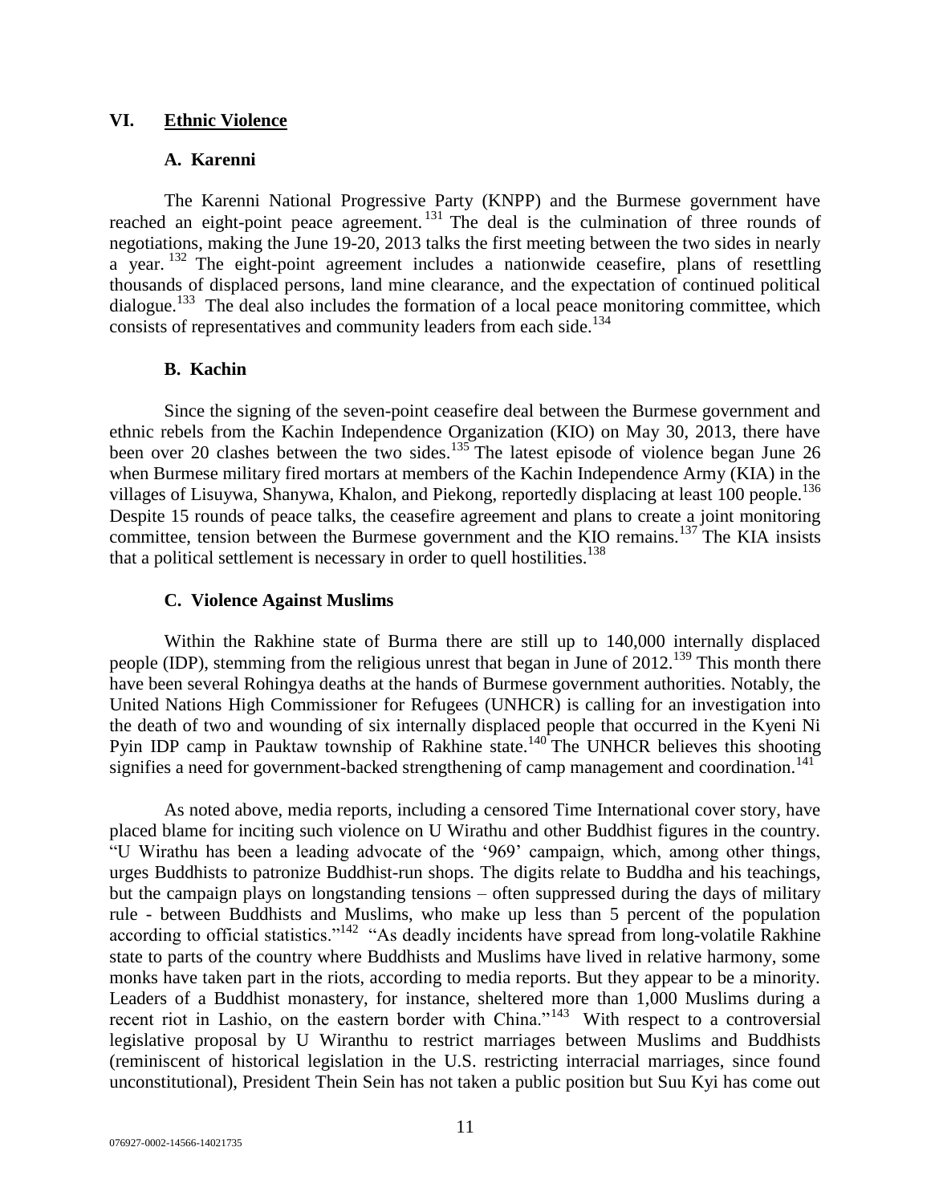## VI. Ethnic Violence

### A. Karenni

The Karenni National Progressive Party (KNPP) and the Burmese government have reached an eight-point peace agreement.[131] The deal is the culmination of three rounds of negotiations, making the June 19-20, 2013 talks the first meeting between the two sides in nearly a year.[132] The eight-point agreement includes a nationwide ceasefire, plans of resettling thousands of displaced persons, land mine clearance, and the expectation of continued political dialogue.[133] The deal also includes the formation of a local peace monitoring committee, which consists of representatives and community leaders from each side.[134]

### B. Kachin

Since the signing of the seven-point ceasefire deal between the Burmese government and ethnic rebels from the Kachin Independence Organization (KIO) on May 30, 2013, there have been over 20 clashes between the two sides.[135] The latest episode of violence began June 26 when Burmese military fired mortars at members of the Kachin Independence Army (KIA) in the villages of Lisuywa, Shanywa, Khalon, and Piekong, reportedly displacing at least 100 people.[136] Despite 15 rounds of peace talks, the ceasefire agreement and plans to create a joint monitoring committee, tension between the Burmese government and the KIO remains.[137] The KIA insists that a political settlement is necessary in order to quell hostilities.[138]

### C. Violence Against Muslims

Within the Rakhine state of Burma there are still up to 140,000 internally displaced people (IDP), stemming from the religious unrest that began in June of 2012.[139] This month there have been several Rohingya deaths at the hands of Burmese government authorities. Notably, the United Nations High Commissioner for Refugees (UNHCR) is calling for an investigation into the death of two and wounding of six internally displaced people that occurred in the Kyeni Ni Pyin IDP camp in Pauktaw township of Rakhine state.[140] The UNHCR believes this shooting signifies a need for government-backed strengthening of camp management and coordination.[141]

As noted above, media reports, including a censored Time International cover story, have placed blame for inciting such violence on U Wirathu and other Buddhist figures in the country. "U Wirathu has been a leading advocate of the '969' campaign, which, among other things, urges Buddhists to patronize Buddhist-run shops. The digits relate to Buddha and his teachings, but the campaign plays on longstanding tensions – often suppressed during the days of military rule - between Buddhists and Muslims, who make up less than 5 percent of the population according to official statistics."[142] "As deadly incidents have spread from long-volatile Rakhine state to parts of the country where Buddhists and Muslims have lived in relative harmony, some monks have taken part in the riots, according to media reports. But they appear to be a minority. Leaders of a Buddhist monastery, for instance, sheltered more than 1,000 Muslims during a recent riot in Lashio, on the eastern border with China."[143] With respect to a controversial legislative proposal by U Wiranthu to restrict marriages between Muslims and Buddhists (reminiscent of historical legislation in the U.S. restricting interracial marriages, since found unconstitutional), President Thein Sein has not taken a public position but Suu Kyi has come out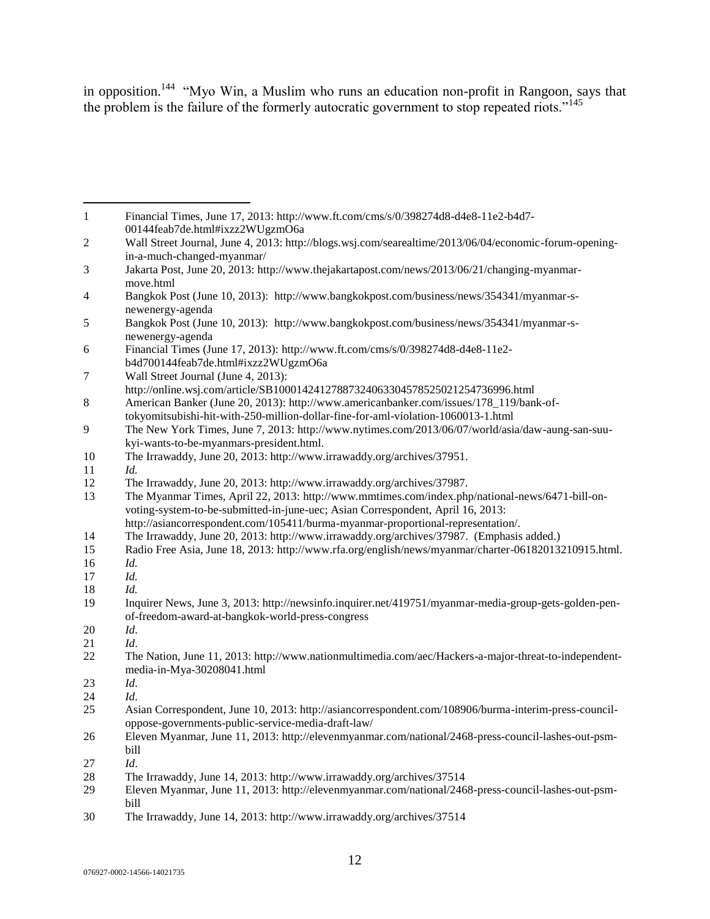in opposition.[144] "Myo Win, a Muslim who runs an education non-profit in Rangoon, says that the problem is the failure of the formerly autocratic government to stop repeated riots."[145]

---

1 Financial Times, June 17, 2013: http://www.ft.com/cms/s/0/398274d8-d4e8-11e2-b4d7-00144feab7de.html#ixzz2WUgzmO6a

2 Wall Street Journal, June 4, 2013: http://blogs.wsj.com/searealtime/2013/06/04/economic-forum-opening-in-a-much-changed-myanmar/

3 Jakarta Post, June 20, 2013: http://www.thejakartapost.com/news/2013/06/21/changing-myanmar-move.html

4 Bangkok Post (June 10, 2013): http://www.bangkokpost.com/business/news/354341/myanmar-s-newenergy-agenda

5 Bangkok Post (June 10, 2013): http://www.bangkokpost.com/business/news/354341/myanmar-s-newenergy-agenda

6 Financial Times (June 17, 2013): http://www.ft.com/cms/s/0/398274d8-d4e8-11e2-b4d700144feab7de.html#ixzz2WUgzmO6a

7 Wall Street Journal (June 4, 2013): http://online.wsj.com/article/SB10001424127887324063304578525021254736996.html

8 American Banker (June 20, 2013): http://www.americanbanker.com/issues/178_119/bank-of-tokyomitsubishi-hit-with-250-million-dollar-fine-for-aml-violation-1060013-1.html

9 The New York Times, June 7, 2013: http://www.nytimes.com/2013/06/07/world/asia/daw-aung-san-suu-kyi-wants-to-be-myanmars-president.html.

10 The Irrawaddy, June 20, 2013: http://www.irrawaddy.org/archives/37951.

11 *Id.*

12 The Irrawaddy, June 20, 2013: http://www.irrawaddy.org/archives/37987.

13 The Myanmar Times, April 22, 2013: http://www.mmtimes.com/index.php/national-news/6471-bill-on-voting-system-to-be-submitted-in-june-uec; Asian Correspondent, April 16, 2013: http://asiancorrespondent.com/105411/burma-myanmar-proportional-representation/.

14 The Irrawaddy, June 20, 2013: http://www.irrawaddy.org/archives/37987. (Emphasis added.)

15 Radio Free Asia, June 18, 2013: http://www.rfa.org/english/news/myanmar/charter-06182013210915.html.

16 *Id.*

17 *Id.*

18 *Id.*

19 Inquirer News, June 3, 2013: http://newsinfo.inquirer.net/419751/myanmar-media-group-gets-golden-pen-of-freedom-award-at-bangkok-world-press-congress

20 *Id*.

21 *Id*.

22 The Nation, June 11, 2013: http://www.nationmultimedia.com/aec/Hackers-a-major-threat-to-independent-media-in-Mya-30208041.html

23 *Id*.

24 *Id*.

25 Asian Correspondent, June 10, 2013: http://asiancorrespondent.com/108906/burma-interim-press-council-oppose-governments-public-service-media-draft-law/

26 Eleven Myanmar, June 11, 2013: http://elevenmyanmar.com/national/2468-press-council-lashes-out-psm-bill

27 *Id*.

28 The Irrawaddy, June 14, 2013: http://www.irrawaddy.org/archives/37514

29 Eleven Myanmar, June 11, 2013: http://elevenmyanmar.com/national/2468-press-council-lashes-out-psm-bill

30 The Irrawaddy, June 14, 2013: http://www.irrawaddy.org/archives/37514

076927-0002-14566-14021735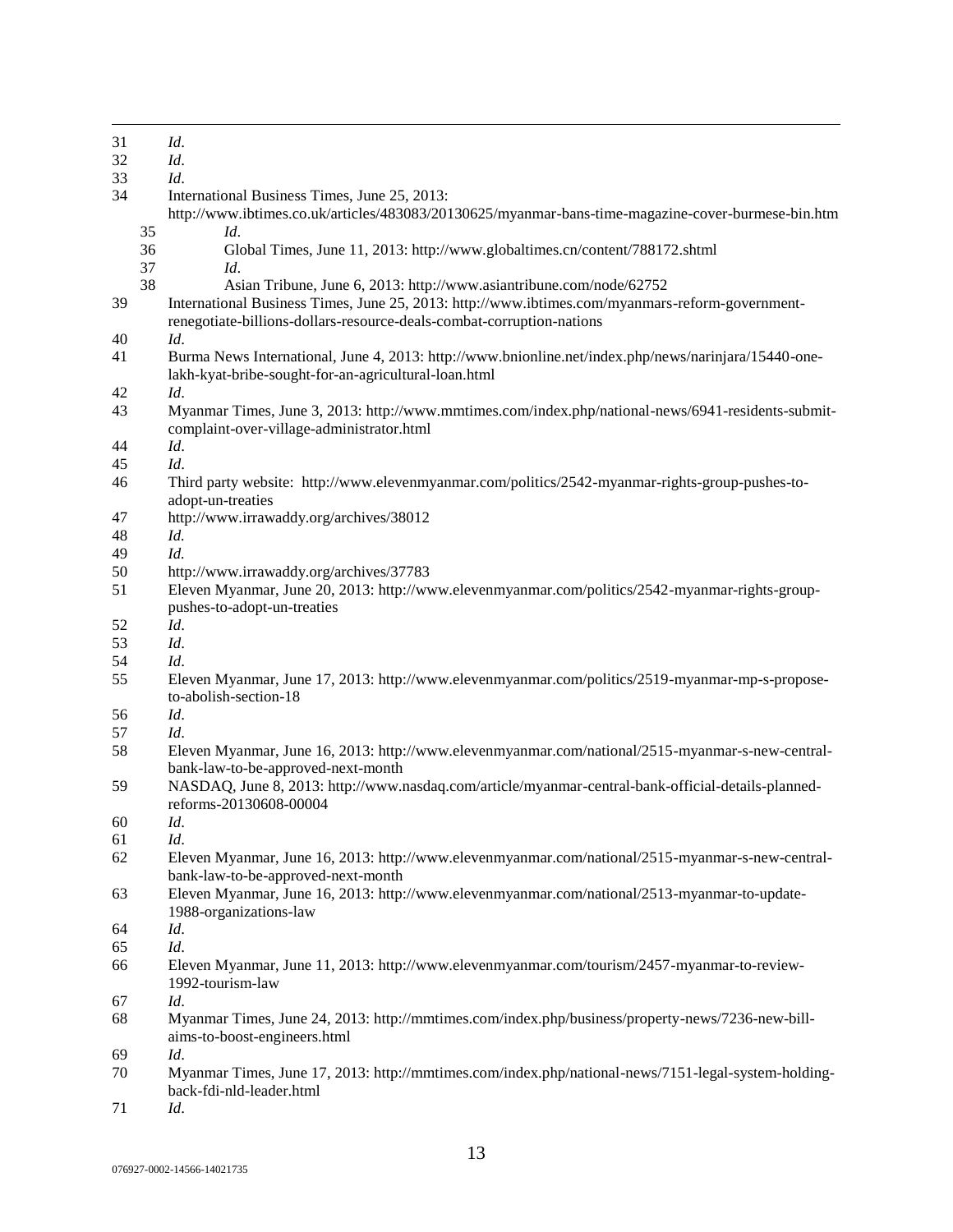31 *Id*.

32 *Id*.

33 *Id*.

34 International Business Times, June 25, 2013: http://www.ibtimes.co.uk/articles/483083/20130625/myanmar-bans-time-magazine-cover-burmese-bin.htm

35 *Id*.

36 Global Times, June 11, 2013: http://www.globaltimes.cn/content/788172.shtml

37 *Id*.

38 Asian Tribune, June 6, 2013: http://www.asiantribune.com/node/62752

39 International Business Times, June 25, 2013: http://www.ibtimes.com/myanmars-reform-government-renegotiate-billions-dollars-resource-deals-combat-corruption-nations

40 *Id*.

41 Burma News International, June 4, 2013: http://www.bnionline.net/index.php/news/narinjara/15440-one-lakh-kyat-bribe-sought-for-an-agricultural-loan.html

42 *Id*.

43 Myanmar Times, June 3, 2013: http://www.mmtimes.com/index.php/national-news/6941-residents-submit-complaint-over-village-administrator.html

44 *Id*.

45 *Id*.

46 Third party website: http://www.elevenmyanmar.com/politics/2542-myanmar-rights-group-pushes-to-adopt-un-treaties

47 http://www.irrawaddy.org/archives/38012

48 *Id.*

49 *Id.*

50 http://www.irrawaddy.org/archives/37783

51 Eleven Myanmar, June 20, 2013: http://www.elevenmyanmar.com/politics/2542-myanmar-rights-group-pushes-to-adopt-un-treaties

52 *Id*.

53 *Id*.

54 *Id*.

55 Eleven Myanmar, June 17, 2013: http://www.elevenmyanmar.com/politics/2519-myanmar-mp-s-propose-to-abolish-section-18

56 *Id*.

57 *Id*.

58 Eleven Myanmar, June 16, 2013: http://www.elevenmyanmar.com/national/2515-myanmar-s-new-central-bank-law-to-be-approved-next-month

59 NASDAQ, June 8, 2013: http://www.nasdaq.com/article/myanmar-central-bank-official-details-planned-reforms-20130608-00004

60 *Id*.

61 *Id*.

62 Eleven Myanmar, June 16, 2013: http://www.elevenmyanmar.com/national/2515-myanmar-s-new-central-bank-law-to-be-approved-next-month

63 Eleven Myanmar, June 16, 2013: http://www.elevenmyanmar.com/national/2513-myanmar-to-update-1988-organizations-law

64 *Id*.

65 *Id*.

66 Eleven Myanmar, June 11, 2013: http://www.elevenmyanmar.com/tourism/2457-myanmar-to-review-1992-tourism-law

67 *Id*.

68 Myanmar Times, June 24, 2013: http://mmtimes.com/index.php/business/property-news/7236-new-bill-aims-to-boost-engineers.html

69 *Id*.

70 Myanmar Times, June 17, 2013: http://mmtimes.com/index.php/national-news/7151-legal-system-holding-back-fdi-nld-leader.html

71 *Id*.

076927-0002-14566-14021735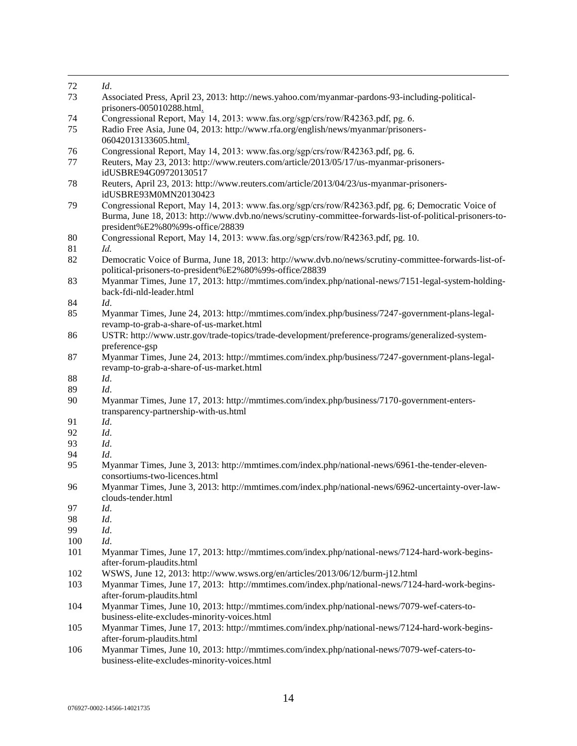72 *Id*.

73 Associated Press, April 23, 2013: http://news.yahoo.com/myanmar-pardons-93-including-political-prisoners-005010288.html.

74 Congressional Report, May 14, 2013: www.fas.org/sgp/crs/row/R42363.pdf, pg. 6.

75 Radio Free Asia, June 04, 2013: http://www.rfa.org/english/news/myanmar/prisoners-06042013133605.html.

76 Congressional Report, May 14, 2013: www.fas.org/sgp/crs/row/R42363.pdf, pg. 6.

77 Reuters, May 23, 2013: http://www.reuters.com/article/2013/05/17/us-myanmar-prisoners-idUSBRE94G09720130517

78 Reuters, April 23, 2013: http://www.reuters.com/article/2013/04/23/us-myanmar-prisoners-idUSBRE93M0MN20130423

79 Congressional Report, May 14, 2013: www.fas.org/sgp/crs/row/R42363.pdf, pg. 6; Democratic Voice of Burma, June 18, 2013: http://www.dvb.no/news/scrutiny-committee-forwards-list-of-political-prisoners-to-president%E2%80%99s-office/28839

80 Congressional Report, May 14, 2013: www.fas.org/sgp/crs/row/R42363.pdf, pg. 10.

81 *Id.*

82 Democratic Voice of Burma, June 18, 2013: http://www.dvb.no/news/scrutiny-committee-forwards-list-of-political-prisoners-to-president%E2%80%99s-office/28839

83 Myanmar Times, June 17, 2013: http://mmtimes.com/index.php/national-news/7151-legal-system-holding-back-fdi-nld-leader.html

84 *Id*.

85 Myanmar Times, June 24, 2013: http://mmtimes.com/index.php/business/7247-government-plans-legal-revamp-to-grab-a-share-of-us-market.html

86 USTR: http://www.ustr.gov/trade-topics/trade-development/preference-programs/generalized-system-preference-gsp

87 Myanmar Times, June 24, 2013: http://mmtimes.com/index.php/business/7247-government-plans-legal-revamp-to-grab-a-share-of-us-market.html

88 *Id*.

89 *Id*.

90 Myanmar Times, June 17, 2013: http://mmtimes.com/index.php/business/7170-government-enters-transparency-partnership-with-us.html

91 *Id*.

92 *Id*.

93 *Id*.

94 *Id*.

95 Myanmar Times, June 3, 2013: http://mmtimes.com/index.php/national-news/6961-the-tender-eleven-consortiums-two-licences.html

96 Myanmar Times, June 3, 2013: http://mmtimes.com/index.php/national-news/6962-uncertainty-over-law-clouds-tender.html

97 *Id*.

98 *Id*.

99 *Id*.

100 *Id*.

101 Myanmar Times, June 17, 2013: http://mmtimes.com/index.php/national-news/7124-hard-work-begins-after-forum-plaudits.html

102 WSWS, June 12, 2013: http://www.wsws.org/en/articles/2013/06/12/burm-j12.html

103 Myanmar Times, June 17, 2013: http://mmtimes.com/index.php/national-news/7124-hard-work-begins-after-forum-plaudits.html

104 Myanmar Times, June 10, 2013: http://mmtimes.com/index.php/national-news/7079-wef-caters-to-business-elite-excludes-minority-voices.html

105 Myanmar Times, June 17, 2013: http://mmtimes.com/index.php/national-news/7124-hard-work-begins-after-forum-plaudits.html

106 Myanmar Times, June 10, 2013: http://mmtimes.com/index.php/national-news/7079-wef-caters-to-business-elite-excludes-minority-voices.html

076927-0002-14566-14021735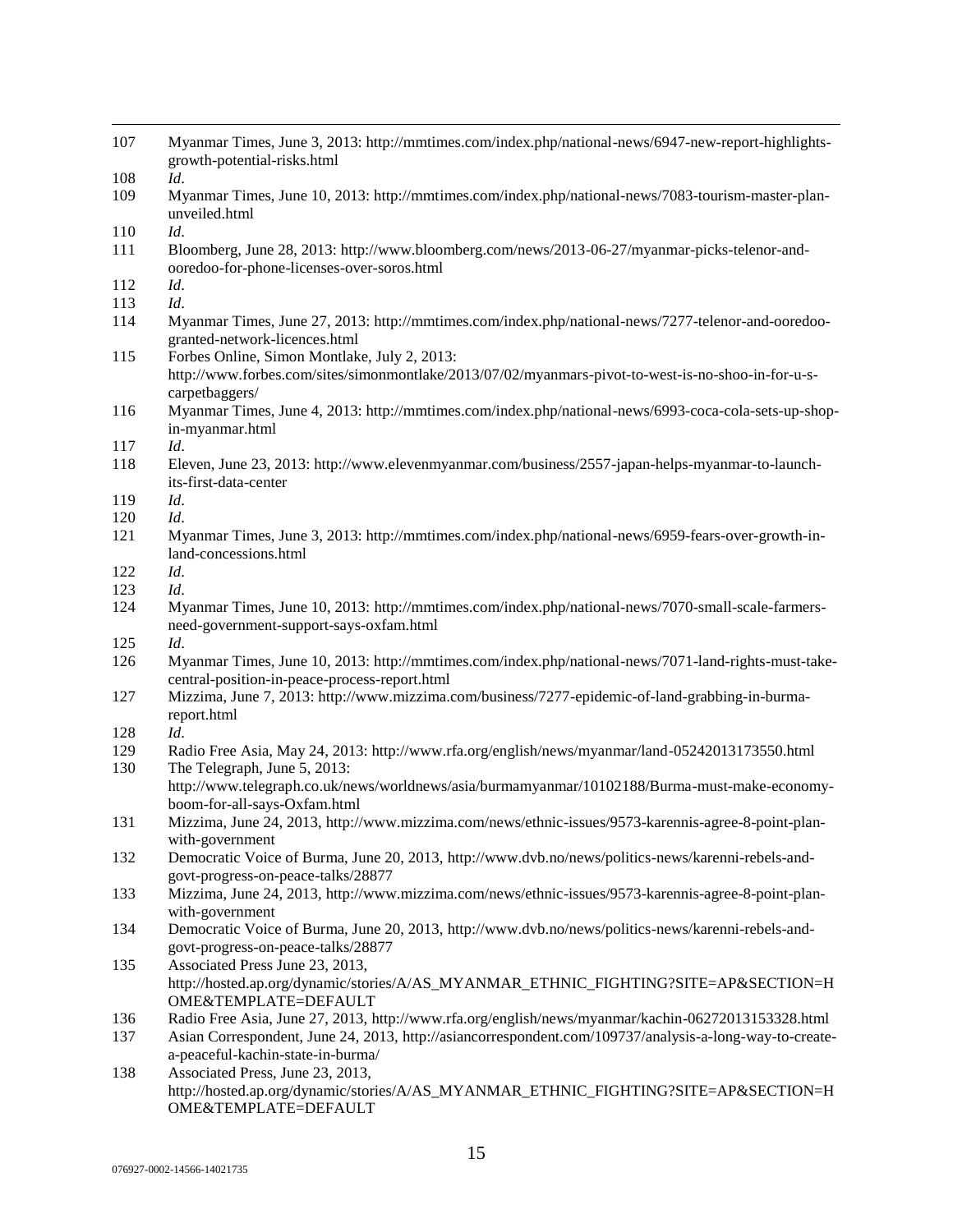107 Myanmar Times, June 3, 2013: http://mmtimes.com/index.php/national-news/6947-new-report-highlights-growth-potential-risks.html

108 *Id*.

109 Myanmar Times, June 10, 2013: http://mmtimes.com/index.php/national-news/7083-tourism-master-plan-unveiled.html

110 *Id*.

111 Bloomberg, June 28, 2013: http://www.bloomberg.com/news/2013-06-27/myanmar-picks-telenor-and-ooredoo-for-phone-licenses-over-soros.html

112 *Id*.

113 *Id*.

114 Myanmar Times, June 27, 2013: http://mmtimes.com/index.php/national-news/7277-telenor-and-ooredoo-granted-network-licences.html

115 Forbes Online, Simon Montlake, July 2, 2013: http://www.forbes.com/sites/simonmontlake/2013/07/02/myanmars-pivot-to-west-is-no-shoo-in-for-u-s-carpetbaggers/

116 Myanmar Times, June 4, 2013: http://mmtimes.com/index.php/national-news/6993-coca-cola-sets-up-shop-in-myanmar.html

117 *Id*.

118 Eleven, June 23, 2013: http://www.elevenmyanmar.com/business/2557-japan-helps-myanmar-to-launch-its-first-data-center

119 *Id*.

120 *Id*.

121 Myanmar Times, June 3, 2013: http://mmtimes.com/index.php/national-news/6959-fears-over-growth-in-land-concessions.html

122 *Id*.

123 *Id*.

124 Myanmar Times, June 10, 2013: http://mmtimes.com/index.php/national-news/7070-small-scale-farmers-need-government-support-says-oxfam.html

125 *Id*.

126 Myanmar Times, June 10, 2013: http://mmtimes.com/index.php/national-news/7071-land-rights-must-take-central-position-in-peace-process-report.html

127 Mizzima, June 7, 2013: http://www.mizzima.com/business/7277-epidemic-of-land-grabbing-in-burma-report.html

128 *Id*.

129 Radio Free Asia, May 24, 2013: http://www.rfa.org/english/news/myanmar/land-05242013173550.html

130 The Telegraph, June 5, 2013: http://www.telegraph.co.uk/news/worldnews/asia/burmamyanmar/10102188/Burma-must-make-economy-boom-for-all-says-Oxfam.html

131 Mizzima, June 24, 2013, http://www.mizzima.com/news/ethnic-issues/9573-karennis-agree-8-point-plan-with-government

132 Democratic Voice of Burma, June 20, 2013, http://www.dvb.no/news/politics-news/karenni-rebels-and-govt-progress-on-peace-talks/28877

133 Mizzima, June 24, 2013, http://www.mizzima.com/news/ethnic-issues/9573-karennis-agree-8-point-plan-with-government

134 Democratic Voice of Burma, June 20, 2013, http://www.dvb.no/news/politics-news/karenni-rebels-and-govt-progress-on-peace-talks/28877

135 Associated Press June 23, 2013, http://hosted.ap.org/dynamic/stories/A/AS_MYANMAR_ETHNIC_FIGHTING?SITE=AP&SECTION=HOME&TEMPLATE=DEFAULT

136 Radio Free Asia, June 27, 2013, http://www.rfa.org/english/news/myanmar/kachin-06272013153328.html

137 Asian Correspondent, June 24, 2013, http://asiancorrespondent.com/109737/analysis-a-long-way-to-create-a-peaceful-kachin-state-in-burma/

138 Associated Press, June 23, 2013, http://hosted.ap.org/dynamic/stories/A/AS_MYANMAR_ETHNIC_FIGHTING?SITE=AP&SECTION=HOME&TEMPLATE=DEFAULT

076927-0002-14566-14021735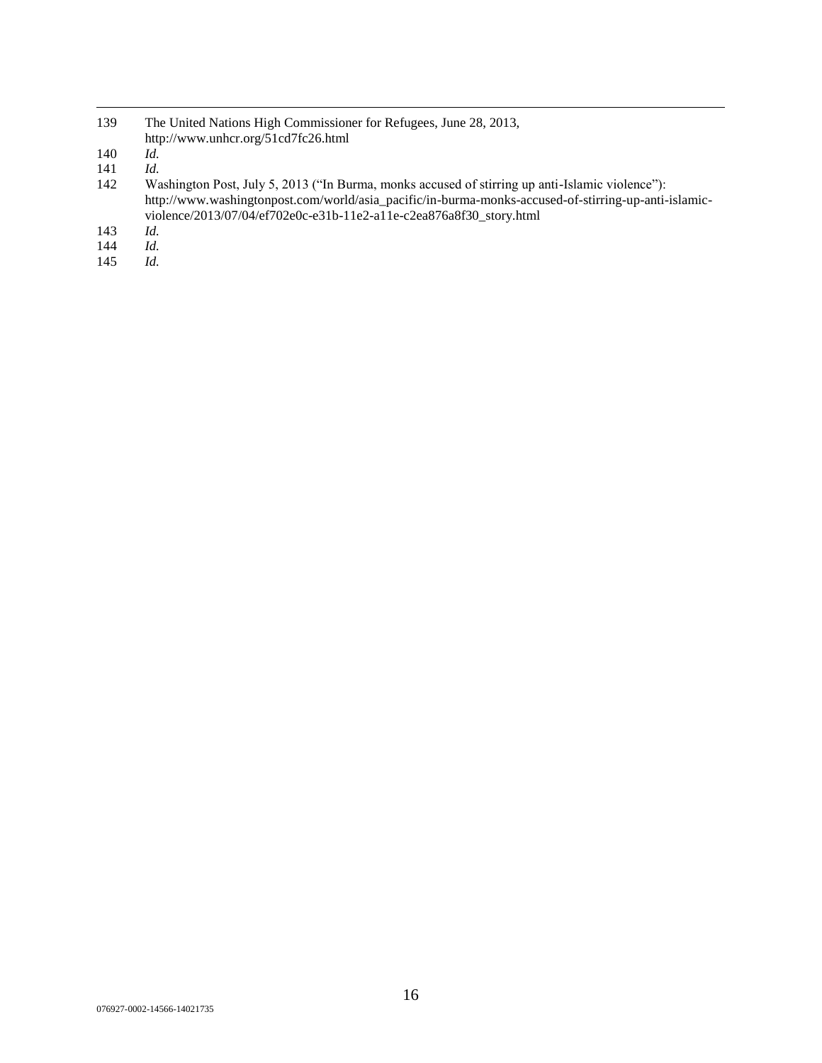139 The United Nations High Commissioner for Refugees, June 28, 2013, http://www.unhcr.org/51cd7fc26.html

140 *Id.*

141 *Id.*

142 Washington Post, July 5, 2013 ("In Burma, monks accused of stirring up anti-Islamic violence"): http://www.washingtonpost.com/world/asia_pacific/in-burma-monks-accused-of-stirring-up-anti-islamic-violence/2013/07/04/ef702e0c-e31b-11e2-a11e-c2ea876a8f30_story.html

143 *Id.*

144 *Id.*

145 *Id.*

076927-0002-14566-14021735